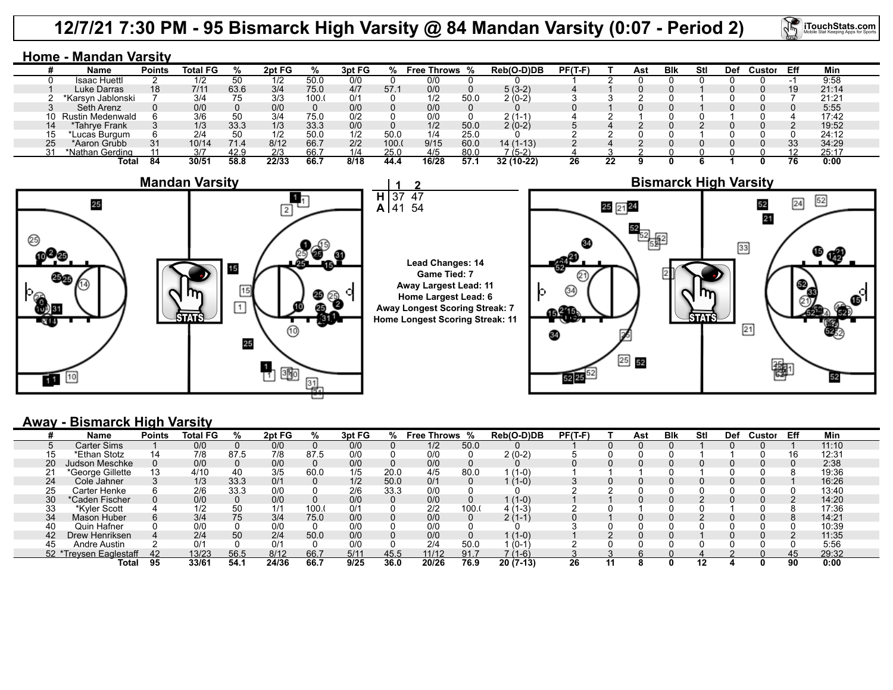# 12/7/21 7:30 PM - 95 Bismarck High Varsity @ 84 Mandan Varsity (0:07 - Period 2)

iTouchStats.com Mobile Stat Keeping Apps for Sports

## Home - Mandan Varsity

| # | Name | Points | Total FG | % | 2pt FG | % | 3pt FG | % | Free Throws | % | Reb(O-D)DB | PF(T-F) | T | Ast | Blk | Stl | Def | Custor | Eff | Min |
|---|---|---|---|---|---|---|---|---|---|---|---|---|---|---|---|---|---|---|---|---|
| 0 | Isaac Huettl | 2 | 1/2 | 50 | 1/2 | 50.0 | 0/0 | 0 | 0/0 | 0 | 0 | 1 | 2 | 0 | 0 | 0 | 0 | 0 | -1 | 9:58 |
| 1 | Luke Darras | 18 | 7/11 | 63.6 | 3/4 | 75.0 | 4/7 | 57.1 | 0/0 | 0 | 5 (3-2) | 4 | 1 | 0 | 0 | 1 | 0 | 0 | 19 | 21:14 |
| 2 | *Karsyn Jablonski | 7 | 3/4 | 75 | 3/3 | 100.( | 0/1 | 0 | 1/2 | 50.0 | 2 (0-2) | 3 | 3 | 2 | 0 | 1 | 0 | 0 | 7 | 21:21 |
| 3 | Seth Arenz | 0 | 0/0 | 0 | 0/0 | 0 | 0/0 | 0 | 0/0 | 0 | 0 | 0 | 1 | 0 | 0 | 1 | 0 | 0 | 0 | 5:55 |
| 10 | Rustin Medenwald | 6 | 3/6 | 50 | 3/4 | 75.0 | 0/2 | 0 | 0/0 | 0 | 2 (1-1) | 4 | 2 | 1 | 0 | 0 | 1 | 0 | 4 | 17:42 |
| 14 | *Tahrye Frank | 3 | 1/3 | 33.3 | 1/3 | 33.3 | 0/0 | 0 | 1/2 | 50.0 | 2 (0-2) | 5 | 4 | 2 | 0 | 2 | 0 | 0 | 2 | 19:52 |
| 15 | *Lucas Burgum | 6 | 2/4 | 50 | 1/2 | 50.0 | 1/2 | 50.0 | 1/4 | 25.0 | 0 | 2 | 2 | 0 | 0 | 1 | 0 | 0 | 0 | 24:12 |
| 25 | *Aaron Grubb | 31 | 10/14 | 71.4 | 8/12 | 66.7 | 2/2 | 100.( | 9/15 | 60.0 | 14 (1-13) | 2 | 4 | 2 | 0 | 0 | 0 | 0 | 33 | 34:29 |
| 31 | *Nathan Gerding | 11 | 3/7 | 42.9 | 2/3 | 66.7 | 1/4 | 25.0 | 4/5 | 80.0 | 7 (5-2) | 4 | 3 | 2 | 0 | 0 | 0 | 0 | 12 | 25:17 |
| | Total | 84 | 30/51 | 58.8 | 22/33 | 66.7 | 8/18 | 44.4 | 16/28 | 57.1 | 32 (10-22) | 26 | 22 | 9 | 0 | 6 | 1 | 0 | 76 | 0:00 |

Mandan Varsity

| | 1 | 2 |
|---|---|---|
| H | 37 | 47 |
| A | 41 | 54 |

Lead Changes: 14
Game Tied: 7
Away Largest Lead: 11
Home Largest Lead: 6
Away Longest Scoring Streak: 7
Home Longest Scoring Streak: 11

Bismarck High Varsity

## Away - Bismarck High Varsity

| # | Name | Points | Total FG | % | 2pt FG | % | 3pt FG | % | Free Throws | % | Reb(O-D)DB | PF(T-F) | T | Ast | Blk | Stl | Def | Custor | Eff | Min |
|---|---|---|---|---|---|---|---|---|---|---|---|---|---|---|---|---|---|---|---|---|
| 5 | Carter Sims | 1 | 0/0 | 0 | 0/0 | 0 | 0/0 | 0 | 1/2 | 50.0 | 0 | 1 | 0 | 0 | 0 | 1 | 0 | 0 | 1 | 11:10 |
| 15 | *Ethan Stotz | 14 | 7/8 | 87.5 | 7/8 | 87.5 | 0/0 | 0 | 0/0 | 0 | 2 (0-2) | 5 | 0 | 0 | 0 | 1 | 1 | 0 | 16 | 12:31 |
| 20 | Judson Meschke | 0 | 0/0 | 0 | 0/0 | 0 | 0/0 | 0 | 0/0 | 0 | 0 | 0 | 0 | 0 | 0 | 0 | 0 | 0 | 0 | 2:38 |
| 21 | *George Gillette | 13 | 4/10 | 40 | 3/5 | 60.0 | 1/5 | 20.0 | 4/5 | 80.0 | 1 (1-0) | 1 | 1 | 1 | 0 | 1 | 0 | 0 | 8 | 19:36 |
| 24 | Cole Jahner | 3 | 1/3 | 33.3 | 0/1 | 0 | 1/2 | 50.0 | 0/1 | 0 | 1 (1-0) | 3 | 0 | 0 | 0 | 0 | 0 | 0 | 1 | 16:26 |
| 25 | Carter Henke | 6 | 2/6 | 33.3 | 0/0 | 0 | 2/6 | 33.3 | 0/0 | 0 | 0 | 2 | 2 | 0 | 0 | 0 | 0 | 0 | 0 | 13:40 |
| 30 | *Caden Fischer | 0 | 0/0 | 0 | 0/0 | 0 | 0/0 | 0 | 0/0 | 0 | 1 (1-0) | 1 | 1 | 0 | 0 | 2 | 0 | 0 | 2 | 14:20 |
| 33 | *Kyler Scott | 4 | 1/2 | 50 | 1/1 | 100.( | 0/1 | 0 | 2/2 | 100.( | 4 (1-3) | 2 | 0 | 1 | 0 | 0 | 1 | 0 | 8 | 17:36 |
| 34 | Mason Huber | 6 | 3/4 | 75 | 3/4 | 75.0 | 0/0 | 0 | 0/0 | 0 | 2 (1-1) | 0 | 1 | 0 | 0 | 2 | 0 | 0 | 8 | 14:21 |
| 40 | Quin Hafner | 0 | 0/0 | 0 | 0/0 | 0 | 0/0 | 0 | 0/0 | 0 | 0 | 3 | 0 | 0 | 0 | 0 | 0 | 0 | 0 | 10:39 |
| 42 | Drew Henriksen | 4 | 2/4 | 50 | 2/4 | 50.0 | 0/0 | 0 | 0/0 | 0 | 1 (1-0) | 1 | 2 | 0 | 0 | 1 | 0 | 0 | 2 | 11:35 |
| 45 | Andre Austin | 2 | 0/1 | 0 | 0/1 | 0 | 0/0 | 0 | 2/4 | 50.0 | 1 (0-1) | 2 | 0 | 0 | 0 | 0 | 0 | 0 | 0 | 5:56 |
| 52 | *Treysen Eaglestaff | 42 | 13/23 | 56.5 | 8/12 | 66.7 | 5/11 | 45.5 | 11/12 | 91.7 | 7 (1-6) | 3 | 3 | 6 | 0 | 4 | 2 | 0 | 45 | 29:32 |
| | Total | 95 | 33/61 | 54.1 | 24/36 | 66.7 | 9/25 | 36.0 | 20/26 | 76.9 | 20 (7-13) | 26 | 11 | 8 | 0 | 12 | 4 | 0 | 90 | 0:00 |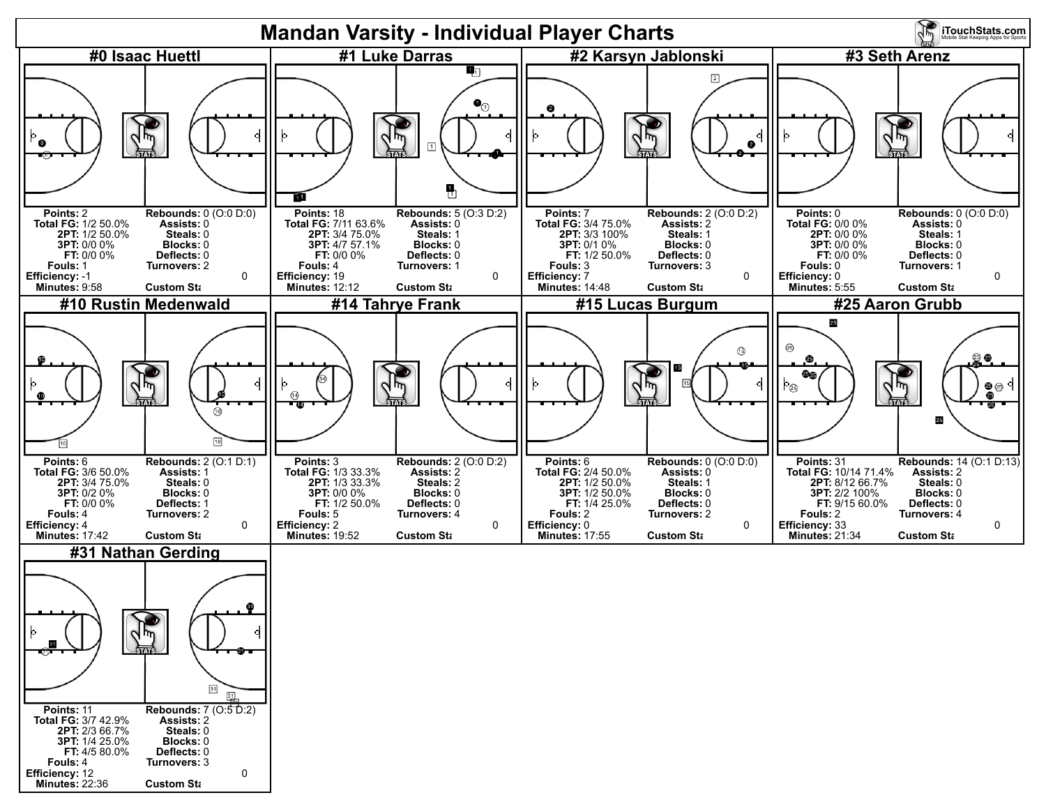# Mandan Varsity - Individual Player Charts

iTouchStats.com
Mobile Stat Keeping Apps for Sports

## #0 Isaac Huettl

| | | | |
|---|---|---|---|
| **Points:** | 2 | **Rebounds:** | 0 (O:0 D:0) |
| **Total FG:** | 1/2 50.0% | **Assists:** | 0 |
| **2PT:** | 1/2 50.0% | **Steals:** | 0 |
| **3PT:** | 0/0 0% | **Blocks:** | 0 |
| **FT:** | 0/0 0% | **Deflects:** | 0 |
| **Fouls:** | 1 | **Turnovers:** | 2 |
| **Efficiency:** | -1 | | 0 |
| **Minutes:** | 9:58 | **Custom Sta** | |

## #1 Luke Darras

| | | | |
|---|---|---|---|
| **Points:** | 18 | **Rebounds:** | 5 (O:3 D:2) |
| **Total FG:** | 7/11 63.6% | **Assists:** | 0 |
| **2PT:** | 3/4 75.0% | **Steals:** | 1 |
| **3PT:** | 4/7 57.1% | **Blocks:** | 0 |
| **FT:** | 0/0 0% | **Deflects:** | 0 |
| **Fouls:** | 4 | **Turnovers:** | 1 |
| **Efficiency:** | 19 | | 0 |
| **Minutes:** | 12:12 | **Custom Sta** | |

## #2 Karsyn Jablonski

| | | | |
|---|---|---|---|
| **Points:** | 7 | **Rebounds:** | 2 (O:0 D:2) |
| **Total FG:** | 3/4 75.0% | **Assists:** | 2 |
| **2PT:** | 3/3 100% | **Steals:** | 1 |
| **3PT:** | 0/1 0% | **Blocks:** | 0 |
| **FT:** | 1/2 50.0% | **Deflects:** | 0 |
| **Fouls:** | 3 | **Turnovers:** | 3 |
| **Efficiency:** | 7 | | 0 |
| **Minutes:** | 14:48 | **Custom Sta** | |

## #3 Seth Arenz

| | | | |
|---|---|---|---|
| **Points:** | 0 | **Rebounds:** | 0 (O:0 D:0) |
| **Total FG:** | 0/0 0% | **Assists:** | 0 |
| **2PT:** | 0/0 0% | **Steals:** | 1 |
| **3PT:** | 0/0 0% | **Blocks:** | 0 |
| **FT:** | 0/0 0% | **Deflects:** | 0 |
| **Fouls:** | 0 | **Turnovers:** | 1 |
| **Efficiency:** | 0 | | 0 |
| **Minutes:** | 5:55 | **Custom Sta** | |

## #10 Rustin Medenwald

| | | | |
|---|---|---|---|
| **Points:** | 6 | **Rebounds:** | 2 (O:1 D:1) |
| **Total FG:** | 3/6 50.0% | **Assists:** | 1 |
| **2PT:** | 3/4 75.0% | **Steals:** | 0 |
| **3PT:** | 0/2 0% | **Blocks:** | 0 |
| **FT:** | 0/0 0% | **Deflects:** | 1 |
| **Fouls:** | 4 | **Turnovers:** | 2 |
| **Efficiency:** | 4 | | 0 |
| **Minutes:** | 17:42 | **Custom Sta** | |

## #14 Tahrye Frank

| | | | |
|---|---|---|---|
| **Points:** | 3 | **Rebounds:** | 2 (O:0 D:2) |
| **Total FG:** | 1/3 33.3% | **Assists:** | 2 |
| **2PT:** | 1/3 33.3% | **Steals:** | 2 |
| **3PT:** | 0/0 0% | **Blocks:** | 0 |
| **FT:** | 1/2 50.0% | **Deflects:** | 0 |
| **Fouls:** | 5 | **Turnovers:** | 4 |
| **Efficiency:** | 2 | | 0 |
| **Minutes:** | 19:52 | **Custom Sta** | |

## #15 Lucas Burgum

| | | | |
|---|---|---|---|
| **Points:** | 6 | **Rebounds:** | 0 (O:0 D:0) |
| **Total FG:** | 2/4 50.0% | **Assists:** | 0 |
| **2PT:** | 1/2 50.0% | **Steals:** | 1 |
| **3PT:** | 1/2 50.0% | **Blocks:** | 0 |
| **FT:** | 1/4 25.0% | **Deflects:** | 0 |
| **Fouls:** | 2 | **Turnovers:** | 2 |
| **Efficiency:** | 0 | | 0 |
| **Minutes:** | 17:55 | **Custom Sta** | |

## #25 Aaron Grubb

| | | | |
|---|---|---|---|
| **Points:** | 31 | **Rebounds:** | 14 (O:1 D:13) |
| **Total FG:** | 10/14 71.4% | **Assists:** | 2 |
| **2PT:** | 8/12 66.7% | **Steals:** | 0 |
| **3PT:** | 2/2 100% | **Blocks:** | 0 |
| **FT:** | 9/15 60.0% | **Deflects:** | 0 |
| **Fouls:** | 2 | **Turnovers:** | 4 |
| **Efficiency:** | 33 | | 0 |
| **Minutes:** | 21:34 | **Custom Sta** | |

## #31 Nathan Gerding

| | | | |
|---|---|---|---|
| **Points:** | 11 | **Rebounds:** | 7 (O:5 D:2) |
| **Total FG:** | 3/7 42.9% | **Assists:** | 2 |
| **2PT:** | 2/3 66.7% | **Steals:** | 0 |
| **3PT:** | 1/4 25.0% | **Blocks:** | 0 |
| **FT:** | 4/5 80.0% | **Deflects:** | 0 |
| **Fouls:** | 4 | **Turnovers:** | 3 |
| **Efficiency:** | 12 | | 0 |
| **Minutes:** | 22:36 | **Custom Sta** | |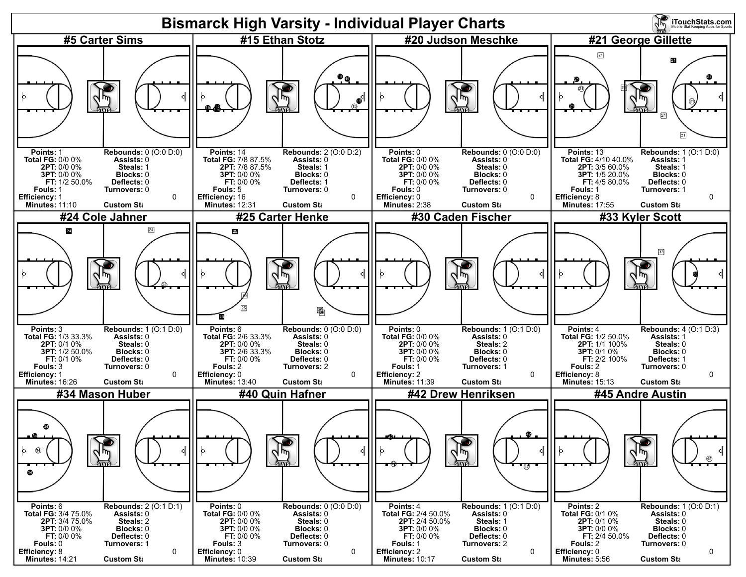# Bismarck High Varsity - Individual Player Charts

iTouchStats.com
Mobile Stat Keeping Apps for Sports

## #5 Carter Sims

**Points:** 1
**Total FG:** 0/0 0%
**2PT:** 0/0 0%
**3PT:** 0/0 0%
**FT:** 1/2 50.0%
**Fouls:** 1
**Efficiency:** 1
**Minutes:** 11:10

**Rebounds:** 0 (O:0 D:0)
**Assists:** 0
**Steals:** 1
**Blocks:** 0
**Deflects:** 0
**Turnovers:** 0
**Custom Sta** 0

## #15 Ethan Stotz

**Points:** 14
**Total FG:** 7/8 87.5%
**2PT:** 7/8 87.5%
**3PT:** 0/0 0%
**FT:** 0/0 0%
**Fouls:** 5
**Efficiency:** 16
**Minutes:** 12:31

**Rebounds:** 2 (O:0 D:2)
**Assists:** 0
**Steals:** 1
**Blocks:** 0
**Deflects:** 1
**Turnovers:** 0
**Custom Sta** 0

## #20 Judson Meschke

**Points:** 0
**Total FG:** 0/0 0%
**2PT:** 0/0 0%
**3PT:** 0/0 0%
**FT:** 0/0 0%
**Fouls:** 0
**Efficiency:** 0
**Minutes:** 2:38

**Rebounds:** 0 (O:0 D:0)
**Assists:** 0
**Steals:** 0
**Blocks:** 0
**Deflects:** 0
**Turnovers:** 0
**Custom Sta** 0

## #21 George Gillette

**Points:** 13
**Total FG:** 4/10 40.0%
**2PT:** 3/5 60.0%
**3PT:** 1/5 20.0%
**FT:** 4/5 80.0%
**Fouls:** 1
**Efficiency:** 8
**Minutes:** 17:55

**Rebounds:** 1 (O:1 D:0)
**Assists:** 1
**Steals:** 1
**Blocks:** 0
**Deflects:** 0
**Turnovers:** 1
**Custom Sta** 0

## #24 Cole Jahner

**Points:** 3
**Total FG:** 1/3 33.3%
**2PT:** 0/1 0%
**3PT:** 1/2 50.0%
**FT:** 0/1 0%
**Fouls:** 3
**Efficiency:** 1
**Minutes:** 16:26

**Rebounds:** 1 (O:1 D:0)
**Assists:** 0
**Steals:** 0
**Blocks:** 0
**Deflects:** 0
**Turnovers:** 0
**Custom Sta** 0

## #25 Carter Henke

**Points:** 6
**Total FG:** 2/6 33.3%
**2PT:** 0/0 0%
**3PT:** 2/6 33.3%
**FT:** 0/0 0%
**Fouls:** 2
**Efficiency:** 0
**Minutes:** 13:40

**Rebounds:** 0 (O:0 D:0)
**Assists:** 0
**Steals:** 0
**Blocks:** 0
**Deflects:** 0
**Turnovers:** 2
**Custom Sta** 0

## #30 Caden Fischer

**Points:** 0
**Total FG:** 0/0 0%
**2PT:** 0/0 0%
**3PT:** 0/0 0%
**FT:** 0/0 0%
**Fouls:** 1
**Efficiency:** 2
**Minutes:** 11:39

**Rebounds:** 1 (O:1 D:0)
**Assists:** 0
**Steals:** 2
**Blocks:** 0
**Deflects:** 0
**Turnovers:** 1
**Custom Sta** 0

## #33 Kyler Scott

**Points:** 4
**Total FG:** 1/2 50.0%
**2PT:** 1/1 100%
**3PT:** 0/1 0%
**FT:** 2/2 100%
**Fouls:** 2
**Efficiency:** 8
**Minutes:** 15:13

**Rebounds:** 4 (O:1 D:3)
**Assists:** 1
**Steals:** 0
**Blocks:** 0
**Deflects:** 1
**Turnovers:** 0
**Custom Sta** 0

## #34 Mason Huber

**Points:** 6
**Total FG:** 3/4 75.0%
**2PT:** 3/4 75.0%
**3PT:** 0/0 0%
**FT:** 0/0 0%
**Fouls:** 0
**Efficiency:** 8
**Minutes:** 14:21

**Rebounds:** 2 (O:1 D:1)
**Assists:** 0
**Steals:** 2
**Blocks:** 0
**Deflects:** 0
**Turnovers:** 1
**Custom Sta** 0

## #40 Quin Hafner

**Points:** 0
**Total FG:** 0/0 0%
**2PT:** 0/0 0%
**3PT:** 0/0 0%
**FT:** 0/0 0%
**Fouls:** 3
**Efficiency:** 0
**Minutes:** 10:39

**Rebounds:** 0 (O:0 D:0)
**Assists:** 0
**Steals:** 0
**Blocks:** 0
**Deflects:** 0
**Turnovers:** 0
**Custom Sta** 0

## #42 Drew Henriksen

**Points:** 4
**Total FG:** 2/4 50.0%
**2PT:** 2/4 50.0%
**3PT:** 0/0 0%
**FT:** 0/0 0%
**Fouls:** 1
**Efficiency:** 2
**Minutes:** 10:17

**Rebounds:** 1 (O:1 D:0)
**Assists:** 0
**Steals:** 1
**Blocks:** 0
**Deflects:** 0
**Turnovers:** 2
**Custom Sta** 0

## #45 Andre Austin

**Points:** 2
**Total FG:** 0/1 0%
**2PT:** 0/1 0%
**3PT:** 0/0 0%
**FT:** 2/4 50.0%
**Fouls:** 2
**Efficiency:** 0
**Minutes:** 5:56

**Rebounds:** 1 (O:0 D:1)
**Assists:** 0
**Steals:** 0
**Blocks:** 0
**Deflects:** 0
**Turnovers:** 0
**Custom Sta** 0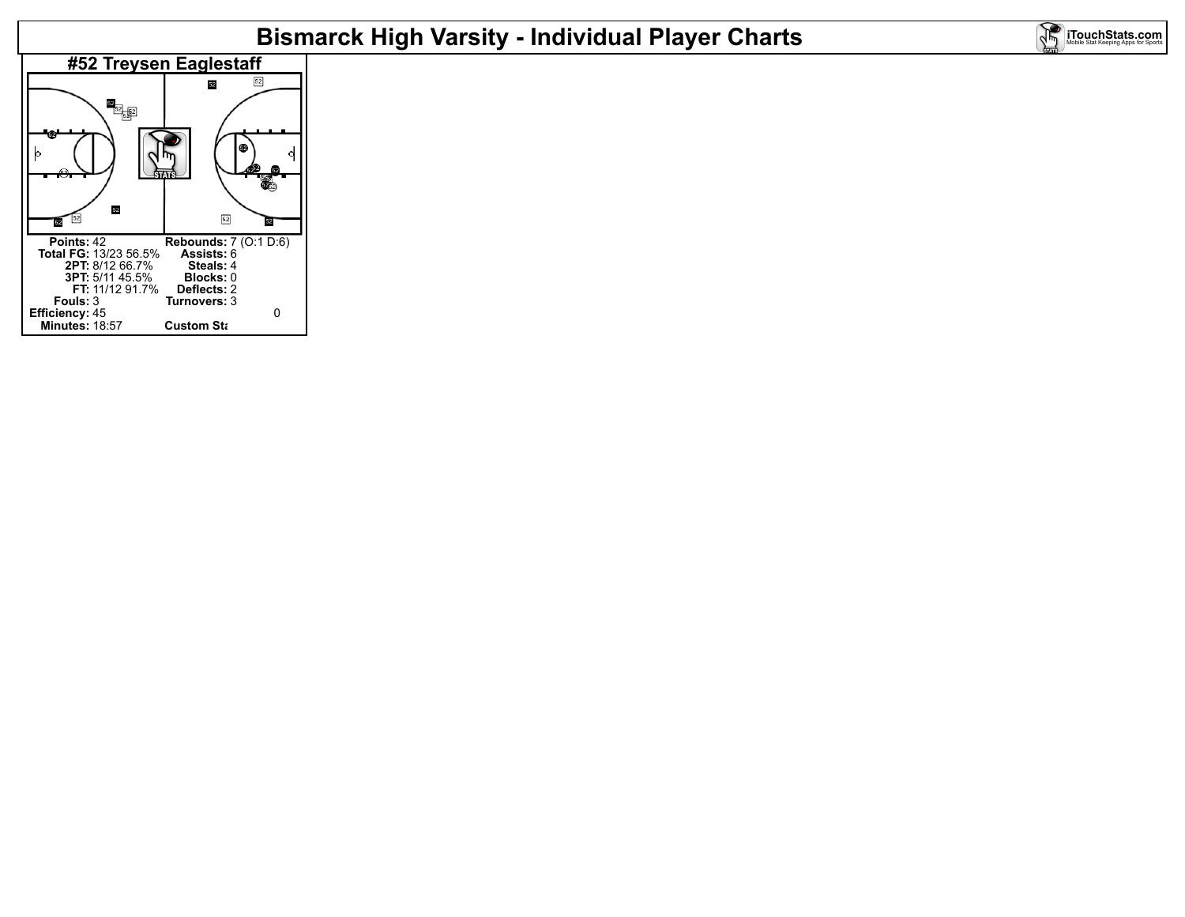# Bismarck High Varsity - Individual Player Charts

iTouchStats.com
Mobile Stat Keeping Apps for Sports

## #52 Treysen Eaglestaff

| | |
|---|---|
| **Points:** 42 | **Rebounds:** 7 (O:1 D:6) |
| **Total FG:** 13/23 56.5% | **Assists:** 6 |
| **2PT:** 8/12 66.7% | **Steals:** 4 |
| **3PT:** 5/11 45.5% | **Blocks:** 0 |
| **FT:** 11/12 91.7% | **Deflects:** 2 |
| **Fouls:** 3 | **Turnovers:** 3 |
| **Efficiency:** 45 | 0 |
| **Minutes:** 18:57 | **Custom Sta** |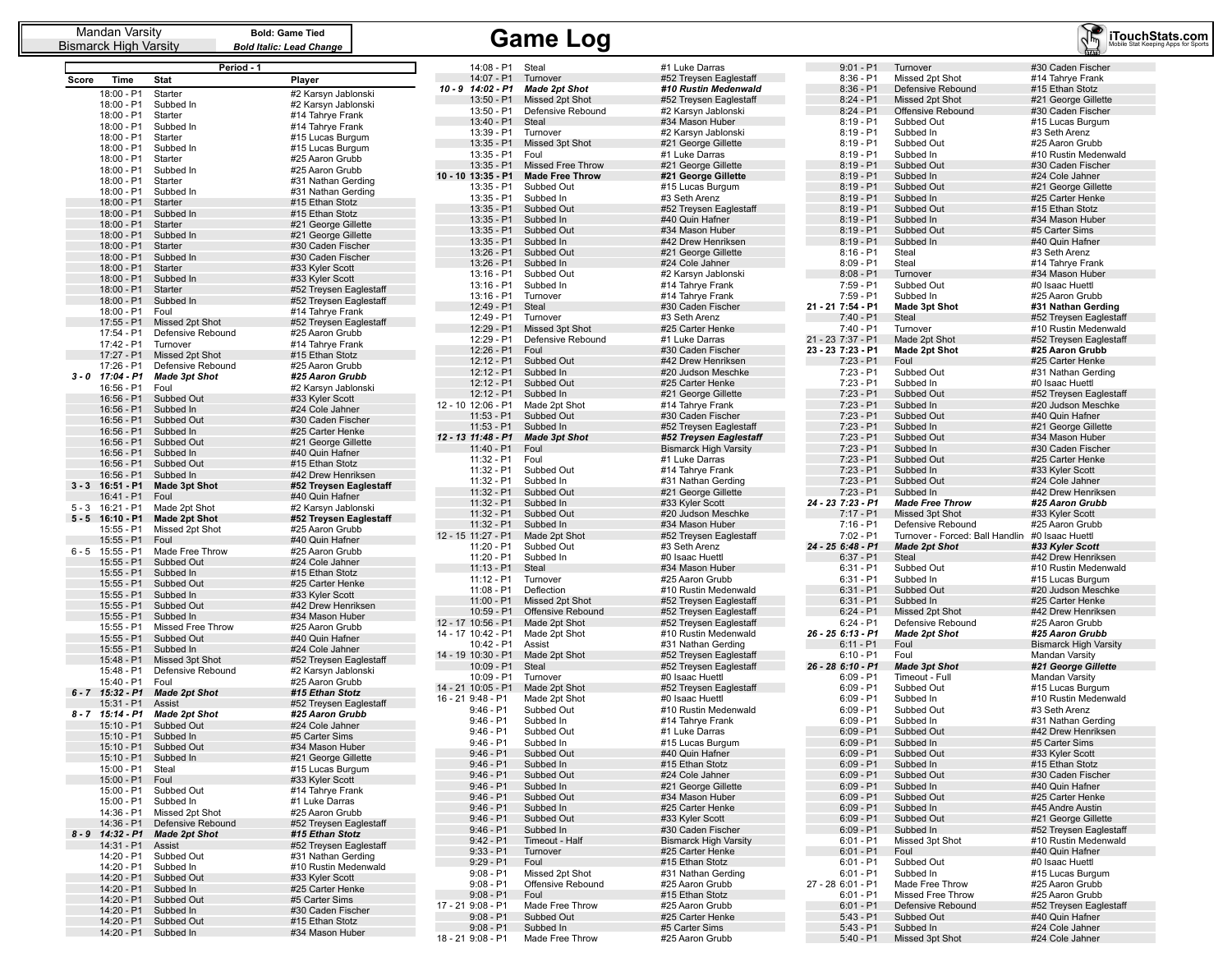| Mandan Varsity | **Bold: Game Tied** |
|---|---|
| Bismarck High Varsity | ***Bold Italic: Lead Change*** |

# Game Log

iTouchStats.com
Mobile Stat Keeping Apps for Sports

| Period - 1 | | | |
|---|---|---|---|
| **Score** | **Time** | **Stat** | **Player** |
| | 18:00 - P1 | Starter | #2 Karsyn Jablonski |
| | 18:00 - P1 | Subbed In | #2 Karsyn Jablonski |
| | 18:00 - P1 | Starter | #14 Tahrye Frank |
| | 18:00 - P1 | Subbed In | #14 Tahrye Frank |
| | 18:00 - P1 | Starter | #15 Lucas Burgum |
| | 18:00 - P1 | Subbed In | #15 Lucas Burgum |
| | 18:00 - P1 | Starter | #25 Aaron Grubb |
| | 18:00 - P1 | Subbed In | #25 Aaron Grubb |
| | 18:00 - P1 | Starter | #31 Nathan Gerding |
| | 18:00 - P1 | Subbed In | #31 Nathan Gerding |
| | 18:00 - P1 | Starter | #15 Ethan Stotz |
| | 18:00 - P1 | Subbed In | #15 Ethan Stotz |
| | 18:00 - P1 | Starter | #21 George Gillette |
| | 18:00 - P1 | Subbed In | #21 George Gillette |
| | 18:00 - P1 | Starter | #30 Caden Fischer |
| | 18:00 - P1 | Subbed In | #30 Caden Fischer |
| | 18:00 - P1 | Starter | #33 Kyler Scott |
| | 18:00 - P1 | Subbed In | #33 Kyler Scott |
| | 18:00 - P1 | Starter | #52 Treysen Eaglestaff |
| | 18:00 - P1 | Subbed In | #52 Treysen Eaglestaff |
| | 18:00 - P1 | Foul | #14 Tahrye Frank |
| | 17:55 - P1 | Missed 2pt Shot | #52 Treysen Eaglestaff |
| | 17:54 - P1 | Defensive Rebound | #25 Aaron Grubb |
| | 17:42 - P1 | Turnover | #14 Tahrye Frank |
| | 17:27 - P1 | Missed 2pt Shot | #15 Ethan Stotz |
| | 17:26 - P1 | Defensive Rebound | #25 Aaron Grubb |
| ***3 - 0*** | ***17:04 - P1*** | ***Made 3pt Shot*** | ***#25 Aaron Grubb*** |
| | 16:56 - P1 | Foul | #2 Karsyn Jablonski |
| | 16:56 - P1 | Subbed Out | #33 Kyler Scott |
| | 16:56 - P1 | Subbed In | #24 Cole Jahner |
| | 16:56 - P1 | Subbed Out | #30 Caden Fischer |
| | 16:56 - P1 | Subbed In | #25 Carter Henke |
| | 16:56 - P1 | Subbed Out | #21 George Gillette |
| | 16:56 - P1 | Subbed In | #40 Quin Hafner |
| | 16:56 - P1 | Subbed Out | #15 Ethan Stotz |
| | 16:56 - P1 | Subbed In | #42 Drew Henriksen |
| **3 - 3** | **16:51 - P1** | **Made 3pt Shot** | **#52 Treysen Eaglestaff** |
| | 16:41 - P1 | Foul | #40 Quin Hafner |
| 5 - 3 | 16:21 - P1 | Made 2pt Shot | #2 Karsyn Jablonski |
| **5 - 5** | **16:10 - P1** | **Made 2pt Shot** | **#52 Treysen Eaglestaff** |
| | 15:55 - P1 | Missed 2pt Shot | #25 Aaron Grubb |
| | 15:55 - P1 | Foul | #40 Quin Hafner |
| 6 - 5 | 15:55 - P1 | Made Free Throw | #25 Aaron Grubb |
| | 15:55 - P1 | Subbed Out | #24 Cole Jahner |
| | 15:55 - P1 | Subbed In | #15 Ethan Stotz |
| | 15:55 - P1 | Subbed Out | #25 Carter Henke |
| | 15:55 - P1 | Subbed In | #33 Kyler Scott |
| | 15:55 - P1 | Subbed Out | #42 Drew Henriksen |
| | 15:55 - P1 | Subbed In | #34 Mason Huber |
| | 15:55 - P1 | Missed Free Throw | #25 Aaron Grubb |
| | 15:55 - P1 | Subbed Out | #40 Quin Hafner |
| | 15:55 - P1 | Subbed In | #24 Cole Jahner |
| | 15:48 - P1 | Missed 3pt Shot | #52 Treysen Eaglestaff |
| | 15:48 - P1 | Defensive Rebound | #2 Karsyn Jablonski |
| | 15:40 - P1 | Foul | #25 Aaron Grubb |
| ***6 - 7*** | ***15:32 - P1*** | ***Made 2pt Shot*** | ***#15 Ethan Stotz*** |
| | 15:31 - P1 | Assist | #52 Treysen Eaglestaff |
| ***8 - 7*** | ***15:14 - P1*** | ***Made 2pt Shot*** | ***#25 Aaron Grubb*** |
| | 15:10 - P1 | Subbed Out | #24 Cole Jahner |
| | 15:10 - P1 | Subbed In | #5 Carter Sims |
| | 15:10 - P1 | Subbed Out | #34 Mason Huber |
| | 15:10 - P1 | Subbed In | #21 George Gillette |
| | 15:00 - P1 | Steal | #15 Lucas Burgum |
| | 15:00 - P1 | Foul | #33 Kyler Scott |
| | 15:00 - P1 | Subbed Out | #14 Tahrye Frank |
| | 15:00 - P1 | Subbed In | #1 Luke Darras |
| | 14:36 - P1 | Missed 2pt Shot | #25 Aaron Grubb |
| | 14:36 - P1 | Defensive Rebound | #52 Treysen Eaglestaff |
| ***8 - 9*** | ***14:32 - P1*** | ***Made 2pt Shot*** | ***#15 Ethan Stotz*** |
| | 14:31 - P1 | Assist | #52 Treysen Eaglestaff |
| | 14:20 - P1 | Subbed Out | #31 Nathan Gerding |
| | 14:20 - P1 | Subbed In | #10 Rustin Medenwald |
| | 14:20 - P1 | Subbed Out | #33 Kyler Scott |
| | 14:20 - P1 | Subbed In | #25 Carter Henke |
| | 14:20 - P1 | Subbed Out | #5 Carter Sims |
| | 14:20 - P1 | Subbed In | #30 Caden Fischer |
| | 14:20 - P1 | Subbed Out | #15 Ethan Stotz |
| | 14:20 - P1 | Subbed In | #34 Mason Huber |
| | 14:08 - P1 | Steal | #1 Luke Darras |
| | 14:07 - P1 | Turnover | #52 Treysen Eaglestaff |
| ***10 - 9*** | ***14:02 - P1*** | ***Made 2pt Shot*** | ***#10 Rustin Medenwald*** |
| | 13:50 - P1 | Missed 2pt Shot | #52 Treysen Eaglestaff |
| | 13:50 - P1 | Defensive Rebound | #2 Karsyn Jablonski |
| | 13:40 - P1 | Steal | #34 Mason Huber |
| | 13:39 - P1 | Turnover | #2 Karsyn Jablonski |
| | 13:35 - P1 | Missed 3pt Shot | #21 George Gillette |
| | 13:35 - P1 | Foul | #1 Luke Darras |
| | 13:35 - P1 | Missed Free Throw | #21 George Gillette |
| **10 - 10** | **13:35 - P1** | **Made Free Throw** | **#21 George Gillette** |
| | 13:35 - P1 | Subbed Out | #15 Lucas Burgum |
| | 13:35 - P1 | Subbed In | #3 Seth Arenz |
| | 13:35 - P1 | Subbed Out | #52 Treysen Eaglestaff |
| | 13:35 - P1 | Subbed In | #40 Quin Hafner |
| | 13:35 - P1 | Subbed Out | #34 Mason Huber |
| | 13:35 - P1 | Subbed In | #42 Drew Henriksen |
| | 13:26 - P1 | Subbed Out | #21 George Gillette |
| | 13:26 - P1 | Subbed In | #24 Cole Jahner |
| | 13:16 - P1 | Subbed Out | #2 Karsyn Jablonski |
| | 13:16 - P1 | Subbed In | #14 Tahrye Frank |
| | 13:16 - P1 | Turnover | #14 Tahrye Frank |
| | 12:49 - P1 | Steal | #30 Caden Fischer |
| | 12:49 - P1 | Turnover | #3 Seth Arenz |
| | 12:29 - P1 | Missed 3pt Shot | #25 Carter Henke |
| | 12:29 - P1 | Defensive Rebound | #1 Luke Darras |
| | 12:26 - P1 | Foul | #30 Caden Fischer |
| | 12:12 - P1 | Subbed Out | #42 Drew Henriksen |
| | 12:12 - P1 | Subbed In | #20 Judson Meschke |
| | 12:12 - P1 | Subbed Out | #25 Carter Henke |
| | 12:12 - P1 | Subbed In | #21 George Gillette |
| 12 - 10 | 12:06 - P1 | Made 2pt Shot | #14 Tahrye Frank |
| | 11:53 - P1 | Subbed Out | #30 Caden Fischer |
| | 11:53 - P1 | Subbed In | #52 Treysen Eaglestaff |
| ***12 - 13*** | ***11:48 - P1*** | ***Made 3pt Shot*** | ***#52 Treysen Eaglestaff*** |
| | 11:40 - P1 | Foul | Bismarck High Varsity |
| | 11:32 - P1 | Foul | #1 Luke Darras |
| | 11:32 - P1 | Subbed Out | #14 Tahrye Frank |
| | 11:32 - P1 | Subbed In | #31 Nathan Gerding |
| | 11:32 - P1 | Subbed Out | #21 George Gillette |
| | 11:32 - P1 | Subbed In | #33 Kyler Scott |
| | 11:32 - P1 | Subbed Out | #20 Judson Meschke |
| | 11:32 - P1 | Subbed In | #34 Mason Huber |
| 12 - 15 | 11:27 - P1 | Made 2pt Shot | #52 Treysen Eaglestaff |
| | 11:20 - P1 | Subbed Out | #3 Seth Arenz |
| | 11:20 - P1 | Subbed In | #0 Isaac Huettl |
| | 11:13 - P1 | Steal | #34 Mason Huber |
| | 11:12 - P1 | Turnover | #25 Aaron Grubb |
| | 11:08 - P1 | Deflection | #10 Rustin Medenwald |
| | 11:00 - P1 | Missed 2pt Shot | #52 Treysen Eaglestaff |
| | 10:59 - P1 | Offensive Rebound | #52 Treysen Eaglestaff |
| 12 - 17 | 10:56 - P1 | Made 2pt Shot | #52 Treysen Eaglestaff |
| 14 - 17 | 10:42 - P1 | Made 2pt Shot | #10 Rustin Medenwald |
| | 10:42 - P1 | Assist | #31 Nathan Gerding |
| 14 - 19 | 10:30 - P1 | Made 2pt Shot | #52 Treysen Eaglestaff |
| | 10:09 - P1 | Steal | #52 Treysen Eaglestaff |
| | 10:09 - P1 | Turnover | #0 Isaac Huettl |
| 14 - 21 | 10:05 - P1 | Made 2pt Shot | #52 Treysen Eaglestaff |
| 16 - 21 | 9:48 - P1 | Made 2pt Shot | #0 Isaac Huettl |
| | 9:46 - P1 | Subbed Out | #10 Rustin Medenwald |
| | 9:46 - P1 | Subbed In | #14 Tahrye Frank |
| | 9:46 - P1 | Subbed Out | #1 Luke Darras |
| | 9:46 - P1 | Subbed In | #15 Lucas Burgum |
| | 9:46 - P1 | Subbed Out | #40 Quin Hafner |
| | 9:46 - P1 | Subbed In | #15 Ethan Stotz |
| | 9:46 - P1 | Subbed Out | #24 Cole Jahner |
| | 9:46 - P1 | Subbed In | #21 George Gillette |
| | 9:46 - P1 | Subbed Out | #34 Mason Huber |
| | 9:46 - P1 | Subbed In | #25 Carter Henke |
| | 9:46 - P1 | Subbed Out | #33 Kyler Scott |
| | 9:46 - P1 | Subbed In | #30 Caden Fischer |
| | 9:42 - P1 | Timeout - Half | Bismarck High Varsity |
| | 9:33 - P1 | Turnover | #25 Carter Henke |
| | 9:29 - P1 | Foul | #15 Ethan Stotz |
| | 9:08 - P1 | Missed 2pt Shot | #31 Nathan Gerding |
| | 9:08 - P1 | Offensive Rebound | #25 Aaron Grubb |
| | 9:08 - P1 | Foul | #15 Ethan Stotz |
| 17 - 21 | 9:08 - P1 | Made Free Throw | #25 Aaron Grubb |
| | 9:08 - P1 | Subbed Out | #25 Carter Henke |
| | 9:08 - P1 | Subbed In | #5 Carter Sims |
| 18 - 21 | 9:08 - P1 | Made Free Throw | #25 Aaron Grubb |
| | 9:01 - P1 | Turnover | #30 Caden Fischer |
| | 8:36 - P1 | Missed 2pt Shot | #14 Tahrye Frank |
| | 8:36 - P1 | Defensive Rebound | #15 Ethan Stotz |
| | 8:24 - P1 | Missed 2pt Shot | #21 George Gillette |
| | 8:24 - P1 | Offensive Rebound | #30 Caden Fischer |
| | 8:19 - P1 | Subbed Out | #15 Lucas Burgum |
| | 8:19 - P1 | Subbed In | #3 Seth Arenz |
| | 8:19 - P1 | Subbed Out | #25 Aaron Grubb |
| | 8:19 - P1 | Subbed In | #10 Rustin Medenwald |
| | 8:19 - P1 | Subbed Out | #30 Caden Fischer |
| | 8:19 - P1 | Subbed In | #24 Cole Jahner |
| | 8:19 - P1 | Subbed Out | #21 George Gillette |
| | 8:19 - P1 | Subbed In | #25 Carter Henke |
| | 8:19 - P1 | Subbed Out | #15 Ethan Stotz |
| | 8:19 - P1 | Subbed In | #34 Mason Huber |
| | 8:19 - P1 | Subbed Out | #5 Carter Sims |
| | 8:19 - P1 | Subbed In | #40 Quin Hafner |
| | 8:16 - P1 | Steal | #3 Seth Arenz |
| | 8:09 - P1 | Steal | #14 Tahrye Frank |
| | 8:08 - P1 | Turnover | #34 Mason Huber |
| | 7:59 - P1 | Subbed Out | #0 Isaac Huettl |
| | 7:59 - P1 | Subbed In | #25 Aaron Grubb |
| **21 - 21** | **7:54 - P1** | **Made 3pt Shot** | **#31 Nathan Gerding** |
| | 7:40 - P1 | Steal | #52 Treysen Eaglestaff |
| | 7:40 - P1 | Turnover | #10 Rustin Medenwald |
| 21 - 23 | 7:37 - P1 | Made 2pt Shot | #52 Treysen Eaglestaff |
| **23 - 23** | **7:23 - P1** | **Made 2pt Shot** | **#25 Aaron Grubb** |
| | 7:23 - P1 | Foul | #25 Carter Henke |
| | 7:23 - P1 | Subbed Out | #31 Nathan Gerding |
| | 7:23 - P1 | Subbed In | #0 Isaac Huettl |
| | 7:23 - P1 | Subbed Out | #52 Treysen Eaglestaff |
| | 7:23 - P1 | Subbed In | #20 Judson Meschke |
| | 7:23 - P1 | Subbed Out | #40 Quin Hafner |
| | 7:23 - P1 | Subbed In | #21 George Gillette |
| | 7:23 - P1 | Subbed Out | #34 Mason Huber |
| | 7:23 - P1 | Subbed In | #30 Caden Fischer |
| | 7:23 - P1 | Subbed Out | #25 Carter Henke |
| | 7:23 - P1 | Subbed In | #33 Kyler Scott |
| | 7:23 - P1 | Subbed Out | #24 Cole Jahner |
| | 7:23 - P1 | Subbed In | #42 Drew Henriksen |
| ***24 - 23*** | ***7:23 - P1*** | ***Made Free Throw*** | ***#25 Aaron Grubb*** |
| | 7:17 - P1 | Missed 3pt Shot | #33 Kyler Scott |
| | 7:16 - P1 | Defensive Rebound | #25 Aaron Grubb |
| | 7:02 - P1 | Turnover - Forced: Ball Handlin | #0 Isaac Huettl |
| ***24 - 25*** | ***6:48 - P1*** | ***Made 2pt Shot*** | ***#33 Kyler Scott*** |
| | 6:37 - P1 | Steal | #42 Drew Henriksen |
| | 6:31 - P1 | Subbed Out | #10 Rustin Medenwald |
| | 6:31 - P1 | Subbed In | #15 Lucas Burgum |
| | 6:31 - P1 | Subbed Out | #20 Judson Meschke |
| | 6:31 - P1 | Subbed In | #25 Carter Henke |
| | 6:24 - P1 | Missed 2pt Shot | #42 Drew Henriksen |
| | 6:24 - P1 | Defensive Rebound | #25 Aaron Grubb |
| ***26 - 25*** | ***6:13 - P1*** | ***Made 2pt Shot*** | ***#25 Aaron Grubb*** |
| | 6:11 - P1 | Foul | Bismarck High Varsity |
| | 6:10 - P1 | Foul | Mandan Varsity |
| ***26 - 28*** | ***6:10 - P1*** | ***Made 3pt Shot*** | ***#21 George Gillette*** |
| | 6:09 - P1 | Timeout - Full | Mandan Varsity |
| | 6:09 - P1 | Subbed Out | #15 Lucas Burgum |
| | 6:09 - P1 | Subbed In | #10 Rustin Medenwald |
| | 6:09 - P1 | Subbed Out | #3 Seth Arenz |
| | 6:09 - P1 | Subbed In | #31 Nathan Gerding |
| | 6:09 - P1 | Subbed Out | #42 Drew Henriksen |
| | 6:09 - P1 | Subbed In | #5 Carter Sims |
| | 6:09 - P1 | Subbed Out | #33 Kyler Scott |
| | 6:09 - P1 | Subbed In | #15 Ethan Stotz |
| | 6:09 - P1 | Subbed Out | #30 Caden Fischer |
| | 6:09 - P1 | Subbed In | #40 Quin Hafner |
| | 6:09 - P1 | Subbed Out | #25 Carter Henke |
| | 6:09 - P1 | Subbed In | #45 Andre Austin |
| | 6:09 - P1 | Subbed Out | #21 George Gillette |
| | 6:09 - P1 | Subbed In | #52 Treysen Eaglestaff |
| | 6:01 - P1 | Missed 3pt Shot | #10 Rustin Medenwald |
| | 6:01 - P1 | Foul | #40 Quin Hafner |
| | 6:01 - P1 | Subbed Out | #0 Isaac Huettl |
| | 6:01 - P1 | Subbed In | #15 Lucas Burgum |
| 27 - 28 | 6:01 - P1 | Made Free Throw | #25 Aaron Grubb |
| | 6:01 - P1 | Missed Free Throw | #25 Aaron Grubb |
| | 6:01 - P1 | Defensive Rebound | #52 Treysen Eaglestaff |
| | 5:43 - P1 | Subbed Out | #40 Quin Hafner |
| | 5:43 - P1 | Subbed In | #24 Cole Jahner |
| | 5:40 - P1 | Missed 3pt Shot | #24 Cole Jahner |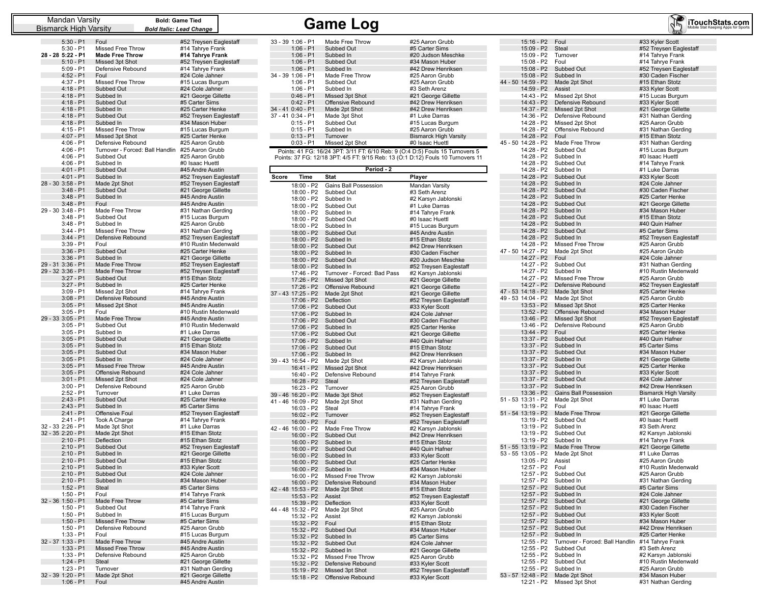| Mandan Varsity | **Bold: Game Tied** |
|---|---|
| Bismarck High Varsity | ***Bold Italic: Lead Change*** |

# Game Log

| Score | Time | Stat | Player |
|---|---|---|---|
| | 5:30 - P1 | Foul | #52 Treysen Eaglestaff |
| | 5:30 - P1 | Missed Free Throw | #14 Tahrye Frank |
| **28 - 28** | **5:22 - P1** | **Made Free Throw** | **#14 Tahrye Frank** |
| | 5:10 - P1 | Missed 3pt Shot | #52 Treysen Eaglestaff |
| | 5:09 - P1 | Defensive Rebound | #14 Tahrye Frank |
| | 4:52 - P1 | Foul | #24 Cole Jahner |
| | 4:37 - P1 | Missed Free Throw | #15 Lucas Burgum |
| | 4:18 - P1 | Subbed Out | #24 Cole Jahner |
| | 4:18 - P1 | Subbed In | #21 George Gillette |
| | 4:18 - P1 | Subbed Out | #5 Carter Sims |
| | 4:18 - P1 | Subbed In | #25 Carter Henke |
| | 4:18 - P1 | Subbed Out | #52 Treysen Eaglestaff |
| | 4:18 - P1 | Subbed In | #34 Mason Huber |
| | 4:15 - P1 | Missed Free Throw | #15 Lucas Burgum |
| | 4:07 - P1 | Missed 3pt Shot | #25 Carter Henke |
| | 4:06 - P1 | Defensive Rebound | #25 Aaron Grubb |
| | 4:06 - P1 | Turnover - Forced: Ball Handlin | #25 Aaron Grubb |
| | 4:06 - P1 | Subbed Out | #25 Aaron Grubb |
| | 4:06 - P1 | Subbed In | #0 Isaac Huettl |
| | 4:01 - P1 | Subbed Out | #45 Andre Austin |
| | 4:01 - P1 | Subbed In | #52 Treysen Eaglestaff |
| 28 - 30 | 3:58 - P1 | Made 2pt Shot | #52 Treysen Eaglestaff |
| | 3:48 - P1 | Subbed Out | #21 George Gillette |
| | 3:48 - P1 | Subbed In | #45 Andre Austin |
| | 3:48 - P1 | Foul | #45 Andre Austin |
| 29 - 30 | 3:48 - P1 | Made Free Throw | #31 Nathan Gerding |
| | 3:48 - P1 | Subbed Out | #15 Lucas Burgum |
| | 3:48 - P1 | Subbed In | #25 Aaron Grubb |
| | 3:44 - P1 | Missed Free Throw | #31 Nathan Gerding |
| | 3:44 - P1 | Defensive Rebound | #52 Treysen Eaglestaff |
| | 3:39 - P1 | Foul | #10 Rustin Medenwald |
| | 3:36 - P1 | Subbed Out | #25 Carter Henke |
| | 3:36 - P1 | Subbed In | #21 George Gillette |
| 29 - 31 | 3:36 - P1 | Made Free Throw | #52 Treysen Eaglestaff |
| 29 - 32 | 3:36 - P1 | Made Free Throw | #52 Treysen Eaglestaff |
| | 3:27 - P1 | Subbed Out | #15 Ethan Stotz |
| | 3:27 - P1 | Subbed In | #25 Carter Henke |
| | 3:09 - P1 | Missed 2pt Shot | #14 Tahrye Frank |
| | 3:08 - P1 | Defensive Rebound | #45 Andre Austin |
| | 3:05 - P1 | Missed 2pt Shot | #45 Andre Austin |
| | 3:05 - P1 | Foul | #10 Rustin Medenwald |
| 29 - 33 | 3:05 - P1 | Made Free Throw | #45 Andre Austin |
| | 3:05 - P1 | Subbed Out | #10 Rustin Medenwald |
| | 3:05 - P1 | Subbed In | #1 Luke Darras |
| | 3:05 - P1 | Subbed Out | #21 George Gillette |
| | 3:05 - P1 | Subbed In | #15 Ethan Stotz |
| | 3:05 - P1 | Subbed Out | #34 Mason Huber |
| | 3:05 - P1 | Subbed In | #24 Cole Jahner |
| | 3:05 - P1 | Missed Free Throw | #45 Andre Austin |
| | 3:05 - P1 | Offensive Rebound | #24 Cole Jahner |
| | 3:01 - P1 | Missed 2pt Shot | #24 Cole Jahner |
| | 3:00 - P1 | Defensive Rebound | #25 Aaron Grubb |
| | 2:52 - P1 | Turnover | #1 Luke Darras |
| | 2:43 - P1 | Subbed Out | #25 Carter Henke |
| | 2:43 - P1 | Subbed In | #5 Carter Sims |
| | 2:41 - P1 | Offensive Foul | #52 Treysen Eaglestaff |
| | 2:41 - P1 | Took A Charge | #14 Tahrye Frank |
| 32 - 33 | 2:26 - P1 | Made 3pt Shot | #1 Luke Darras |
| 32 - 35 | 2:20 - P1 | Made 2pt Shot | #15 Ethan Stotz |
| | 2:10 - P1 | Deflection | #15 Ethan Stotz |
| | 2:10 - P1 | Subbed Out | #52 Treysen Eaglestaff |
| | 2:10 - P1 | Subbed In | #21 George Gillette |
| | 2:10 - P1 | Subbed Out | #15 Ethan Stotz |
| | 2:10 - P1 | Subbed In | #33 Kyler Scott |
| | 2:10 - P1 | Subbed Out | #24 Cole Jahner |
| | 2:10 - P1 | Subbed In | #34 Mason Huber |
| | 1:52 - P1 | Steal | #5 Carter Sims |
| | 1:50 - P1 | Foul | #14 Tahrye Frank |
| 32 - 36 | 1:50 - P1 | Made Free Throw | #5 Carter Sims |
| | 1:50 - P1 | Subbed Out | #14 Tahrye Frank |
| | 1:50 - P1 | Subbed In | #15 Lucas Burgum |
| | 1:50 - P1 | Missed Free Throw | #5 Carter Sims |
| | 1:50 - P1 | Defensive Rebound | #25 Aaron Grubb |
| | 1:33 - P1 | Foul | #15 Lucas Burgum |
| 32 - 37 | 1:33 - P1 | Made Free Throw | #45 Andre Austin |
| | 1:33 - P1 | Missed Free Throw | #45 Andre Austin |
| | 1:33 - P1 | Defensive Rebound | #25 Aaron Grubb |
| | 1:24 - P1 | Steal | #21 George Gillette |
| | 1:23 - P1 | Turnover | #31 Nathan Gerding |
| 32 - 39 | 1:20 - P1 | Made 2pt Shot | #21 George Gillette |
| | 1:06 - P1 | Foul | #45 Andre Austin |
| 33 - 39 | 1:06 - P1 | Made Free Throw | #25 Aaron Grubb |
| | 1:06 - P1 | Subbed Out | #5 Carter Sims |
| | 1:06 - P1 | Subbed In | #20 Judson Meschke |
| | 1:06 - P1 | Subbed Out | #34 Mason Huber |
| | 1:06 - P1 | Subbed In | #42 Drew Henriksen |
| 34 - 39 | 1:06 - P1 | Made Free Throw | #25 Aaron Grubb |
| | 1:06 - P1 | Subbed Out | #25 Aaron Grubb |
| | 1:06 - P1 | Subbed In | #3 Seth Arenz |
| | 0:46 - P1 | Missed 3pt Shot | #21 George Gillette |
| | 0:42 - P1 | Offensive Rebound | #42 Drew Henriksen |
| 34 - 41 | 0:40 - P1 | Made 2pt Shot | #42 Drew Henriksen |
| 37 - 41 | 0:34 - P1 | Made 3pt Shot | #1 Luke Darras |
| | 0:15 - P1 | Subbed Out | #15 Lucas Burgum |
| | 0:15 - P1 | Subbed In | #25 Aaron Grubb |
| | 0:13 - P1 | Turnover | Bismarck High Varsity |
| | 0:03 - P1 | Missed 2pt Shot | #0 Isaac Huettl |

Points: 41 FG: 16/24 3PT: 3/11 FT: 6/10 Reb: 9 (O:4 D:5) Fouls 15 Turnovers 5
Points: 37 FG: 12/18 3PT: 4/5 FT: 9/15 Reb: 13 (O:1 D:12) Fouls 10 Turnovers 11

## Period - 2

| Score | Time | Stat | Player |
|---|---|---|---|
| | 18:00 - P2 | Gains Ball Possession | Mandan Varsity |
| | 18:00 - P2 | Subbed Out | #3 Seth Arenz |
| | 18:00 - P2 | Subbed In | #2 Karsyn Jablonski |
| | 18:00 - P2 | Subbed Out | #1 Luke Darras |
| | 18:00 - P2 | Subbed In | #14 Tahrye Frank |
| | 18:00 - P2 | Subbed Out | #0 Isaac Huettl |
| | 18:00 - P2 | Subbed In | #15 Lucas Burgum |
| | 18:00 - P2 | Subbed Out | #45 Andre Austin |
| | 18:00 - P2 | Subbed In | #15 Ethan Stotz |
| | 18:00 - P2 | Subbed Out | #42 Drew Henriksen |
| | 18:00 - P2 | Subbed In | #30 Caden Fischer |
| | 18:00 - P2 | Subbed Out | #20 Judson Meschke |
| | 18:00 - P2 | Subbed In | #52 Treysen Eaglestaff |
| | 17:46 - P2 | Turnover - Forced: Bad Pass | #2 Karsyn Jablonski |
| | 17:26 - P2 | Missed 3pt Shot | #21 George Gillette |
| | 17:26 - P2 | Offensive Rebound | #21 George Gillette |
| 37 - 43 | 17:25 - P2 | Made 2pt Shot | #21 George Gillette |
| | 17:06 - P2 | Deflection | #52 Treysen Eaglestaff |
| | 17:06 - P2 | Subbed Out | #33 Kyler Scott |
| | 17:06 - P2 | Subbed In | #24 Cole Jahner |
| | 17:06 - P2 | Subbed Out | #30 Caden Fischer |
| | 17:06 - P2 | Subbed In | #25 Carter Henke |
| | 17:06 - P2 | Subbed Out | #21 George Gillette |
| | 17:06 - P2 | Subbed In | #40 Quin Hafner |
| | 17:06 - P2 | Subbed Out | #15 Ethan Stotz |
| | 17:06 - P2 | Subbed In | #42 Drew Henriksen |
| 39 - 43 | 16:54 - P2 | Made 2pt Shot | #2 Karsyn Jablonski |
| | 16:41 - P2 | Missed 2pt Shot | #42 Drew Henriksen |
| | 16:40 - P2 | Defensive Rebound | #14 Tahrye Frank |
| | 16:28 - P2 | Steal | #52 Treysen Eaglestaff |
| | 16:23 - P2 | Turnover | #25 Aaron Grubb |
| 39 - 46 | 16:20 - P2 | Made 3pt Shot | #52 Treysen Eaglestaff |
| 41 - 46 | 16:09 - P2 | Made 2pt Shot | #31 Nathan Gerding |
| | 16:03 - P2 | Steal | #14 Tahrye Frank |
| | 16:02 - P2 | Turnover | #52 Treysen Eaglestaff |
| | 16:00 - P2 | Foul | #52 Treysen Eaglestaff |
| 42 - 46 | 16:00 - P2 | Made Free Throw | #2 Karsyn Jablonski |
| | 16:00 - P2 | Subbed Out | #42 Drew Henriksen |
| | 16:00 - P2 | Subbed In | #15 Ethan Stotz |
| | 16:00 - P2 | Subbed Out | #40 Quin Hafner |
| | 16:00 - P2 | Subbed In | #33 Kyler Scott |
| | 16:00 - P2 | Subbed Out | #25 Carter Henke |
| | 16:00 - P2 | Subbed In | #34 Mason Huber |
| | 16:00 - P2 | Missed Free Throw | #2 Karsyn Jablonski |
| | 16:00 - P2 | Defensive Rebound | #34 Mason Huber |
| 42 - 48 | 15:53 - P2 | Made 2pt Shot | #15 Ethan Stotz |
| | 15:53 - P2 | Assist | #52 Treysen Eaglestaff |
| | 15:39 - P2 | Deflection | #33 Kyler Scott |
| 44 - 48 | 15:32 - P2 | Made 2pt Shot | #25 Aaron Grubb |
| | 15:32 - P2 | Assist | #2 Karsyn Jablonski |
| | 15:32 - P2 | Foul | #15 Ethan Stotz |
| | 15:32 - P2 | Subbed Out | #34 Mason Huber |
| | 15:32 - P2 | Subbed In | #5 Carter Sims |
| | 15:32 - P2 | Subbed Out | #24 Cole Jahner |
| | 15:32 - P2 | Subbed In | #21 George Gillette |
| | 15:32 - P2 | Missed Free Throw | #25 Aaron Grubb |
| | 15:32 - P2 | Defensive Rebound | #33 Kyler Scott |
| | 15:19 - P2 | Missed 3pt Shot | #52 Treysen Eaglestaff |
| | 15:18 - P2 | Offensive Rebound | #33 Kyler Scott |
| | 15:16 - P2 | Foul | #33 Kyler Scott |
| | 15:09 - P2 | Steal | #52 Treysen Eaglestaff |
| | 15:09 - P2 | Turnover | #14 Tahrye Frank |
| | 15:08 - P2 | Foul | #14 Tahrye Frank |
| | 15:08 - P2 | Subbed Out | #52 Treysen Eaglestaff |
| | 15:08 - P2 | Subbed In | #30 Caden Fischer |
| 44 - 50 | 14:59 - P2 | Made 2pt Shot | #15 Ethan Stotz |
| | 14:59 - P2 | Assist | #33 Kyler Scott |
| | 14:43 - P2 | Missed 2pt Shot | #15 Lucas Burgum |
| | 14:43 - P2 | Defensive Rebound | #33 Kyler Scott |
| | 14:37 - P2 | Missed 2pt Shot | #21 George Gillette |
| | 14:36 - P2 | Defensive Rebound | #31 Nathan Gerding |
| | 14:28 - P2 | Missed 2pt Shot | #25 Aaron Grubb |
| | 14:28 - P2 | Offensive Rebound | #31 Nathan Gerding |
| | 14:28 - P2 | Foul | #15 Ethan Stotz |
| 45 - 50 | 14:28 - P2 | Made Free Throw | #31 Nathan Gerding |
| | 14:28 - P2 | Subbed Out | #15 Lucas Burgum |
| | 14:28 - P2 | Subbed In | #0 Isaac Huettl |
| | 14:28 - P2 | Subbed Out | #14 Tahrye Frank |
| | 14:28 - P2 | Subbed In | #1 Luke Darras |
| | 14:28 - P2 | Subbed Out | #33 Kyler Scott |
| | 14:28 - P2 | Subbed In | #24 Cole Jahner |
| | 14:28 - P2 | Subbed Out | #30 Caden Fischer |
| | 14:28 - P2 | Subbed In | #25 Carter Henke |
| | 14:28 - P2 | Subbed Out | #21 George Gillette |
| | 14:28 - P2 | Subbed In | #34 Mason Huber |
| | 14:28 - P2 | Subbed Out | #15 Ethan Stotz |
| | 14:28 - P2 | Subbed In | #40 Quin Hafner |
| | 14:28 - P2 | Subbed Out | #5 Carter Sims |
| | 14:28 - P2 | Subbed In | #52 Treysen Eaglestaff |
| | 14:28 - P2 | Missed Free Throw | #25 Aaron Grubb |
| 47 - 50 | 14:27 - P2 | Made 2pt Shot | #25 Aaron Grubb |
| | 14:27 - P2 | Foul | #24 Cole Jahner |
| | 14:27 - P2 | Subbed Out | #31 Nathan Gerding |
| | 14:27 - P2 | Subbed In | #10 Rustin Medenwald |
| | 14:27 - P2 | Missed Free Throw | #25 Aaron Grubb |
| | 14:27 - P2 | Defensive Rebound | #52 Treysen Eaglestaff |
| 47 - 53 | 14:18 - P2 | Made 3pt Shot | #25 Carter Henke |
| 49 - 53 | 14:04 - P2 | Made 2pt Shot | #25 Aaron Grubb |
| | 13:53 - P2 | Missed 3pt Shot | #25 Carter Henke |
| | 13:52 - P2 | Offensive Rebound | #34 Mason Huber |
| | 13:46 - P2 | Missed 3pt Shot | #52 Treysen Eaglestaff |
| | 13:46 - P2 | Defensive Rebound | #25 Aaron Grubb |
| | 13:44 - P2 | Foul | #25 Carter Henke |
| | 13:37 - P2 | Subbed Out | #40 Quin Hafner |
| | 13:37 - P2 | Subbed In | #5 Carter Sims |
| | 13:37 - P2 | Subbed Out | #34 Mason Huber |
| | 13:37 - P2 | Subbed In | #21 George Gillette |
| | 13:37 - P2 | Subbed Out | #25 Carter Henke |
| | 13:37 - P2 | Subbed In | #33 Kyler Scott |
| | 13:37 - P2 | Subbed Out | #24 Cole Jahner |
| | 13:37 - P2 | Subbed In | #42 Drew Henriksen |
| | 13:36 - P2 | Gains Ball Possession | Bismarck High Varsity |
| 51 - 53 | 13:31 - P2 | Made 2pt Shot | #1 Luke Darras |
| | 13:19 - P2 | Foul | #0 Isaac Huettl |
| 51 - 54 | 13:19 - P2 | Made Free Throw | #21 George Gillette |
| | 13:19 - P2 | Subbed Out | #0 Isaac Huettl |
| | 13:19 - P2 | Subbed In | #3 Seth Arenz |
| | 13:19 - P2 | Subbed Out | #2 Karsyn Jablonski |
| | 13:19 - P2 | Subbed In | #14 Tahrye Frank |
| 51 - 55 | 13:19 - P2 | Made Free Throw | #21 George Gillette |
| 53 - 55 | 13:05 - P2 | Made 2pt Shot | #1 Luke Darras |
| | 13:05 - P2 | Assist | #25 Aaron Grubb |
| | 12:57 - P2 | Foul | #10 Rustin Medenwald |
| | 12:57 - P2 | Subbed Out | #25 Aaron Grubb |
| | 12:57 - P2 | Subbed In | #31 Nathan Gerding |
| | 12:57 - P2 | Subbed Out | #5 Carter Sims |
| | 12:57 - P2 | Subbed In | #24 Cole Jahner |
| | 12:57 - P2 | Subbed Out | #21 George Gillette |
| | 12:57 - P2 | Subbed In | #30 Caden Fischer |
| | 12:57 - P2 | Subbed Out | #33 Kyler Scott |
| | 12:57 - P2 | Subbed In | #34 Mason Huber |
| | 12:57 - P2 | Subbed Out | #42 Drew Henriksen |
| | 12:57 - P2 | Subbed In | #25 Carter Henke |
| | 12:55 - P2 | Turnover - Forced: Ball Handlin | #14 Tahrye Frank |
| | 12:55 - P2 | Subbed Out | #3 Seth Arenz |
| | 12:55 - P2 | Subbed In | #2 Karsyn Jablonski |
| | 12:55 - P2 | Subbed Out | #10 Rustin Medenwald |
| | 12:55 - P2 | Subbed In | #25 Aaron Grubb |
| 53 - 57 | 12:48 - P2 | Made 2pt Shot | #34 Mason Huber |
| | 12:21 - P2 | Missed 3pt Shot | #31 Nathan Gerding |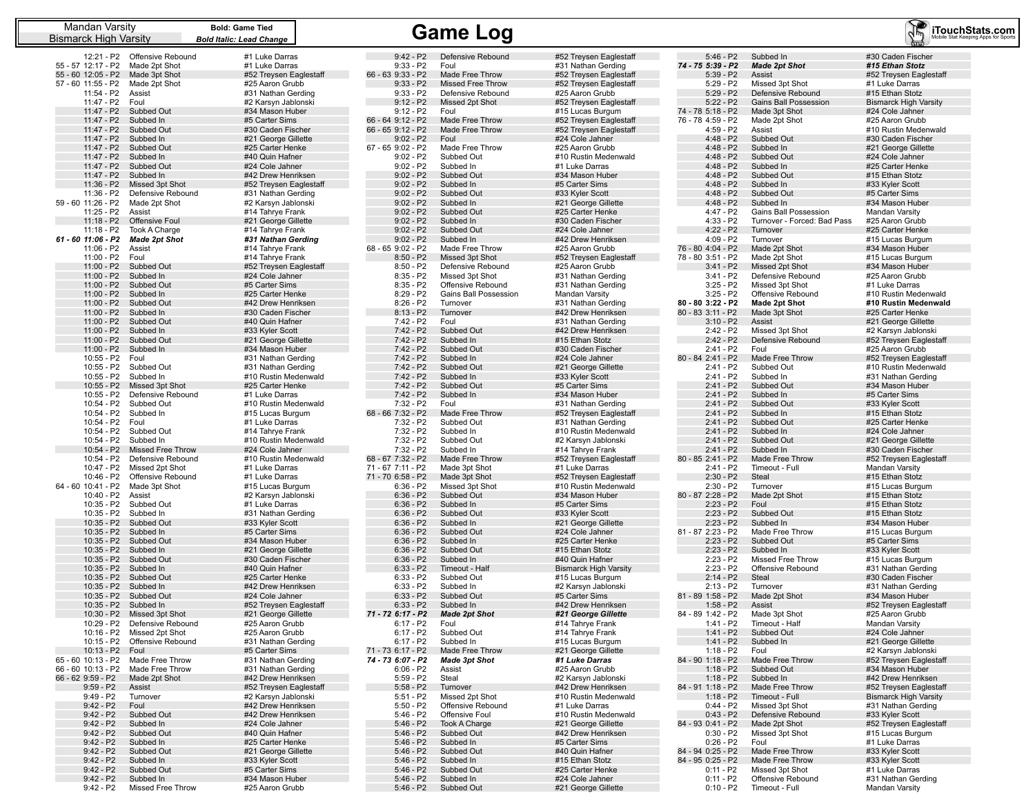| Mandan Varsity | **Bold: Game Tied** |
|---|---|
| Bismarck High Varsity | ***Bold Italic: Lead Change*** |

# Game Log

iTouchStats.com
Mobile Stat Keeping Apps for Sports

| Score | Time | Action | Player |
|---|---|---|---|
| | 12:21 - P2 | Offensive Rebound | #1 Luke Darras |
| 55 - 57 | 12:17 - P2 | Made 2pt Shot | #1 Luke Darras |
| 55 - 60 | 12:05 - P2 | Made 3pt Shot | #52 Treysen Eaglestaff |
| 57 - 60 | 11:55 - P2 | Made 2pt Shot | #25 Aaron Grubb |
| | 11:54 - P2 | Assist | #31 Nathan Gerding |
| | 11:47 - P2 | Foul | #2 Karsyn Jablonski |
| | 11:47 - P2 | Subbed Out | #34 Mason Huber |
| | 11:47 - P2 | Subbed In | #5 Carter Sims |
| | 11:47 - P2 | Subbed Out | #30 Caden Fischer |
| | 11:47 - P2 | Subbed In | #21 George Gillette |
| | 11:47 - P2 | Subbed Out | #25 Carter Henke |
| | 11:47 - P2 | Subbed In | #40 Quin Hafner |
| | 11:47 - P2 | Subbed Out | #24 Cole Jahner |
| | 11:47 - P2 | Subbed In | #42 Drew Henriksen |
| | 11:36 - P2 | Missed 3pt Shot | #52 Treysen Eaglestaff |
| | 11:36 - P2 | Defensive Rebound | #31 Nathan Gerding |
| 59 - 60 | 11:26 - P2 | Made 2pt Shot | #2 Karsyn Jablonski |
| | 11:25 - P2 | Assist | #14 Tahrye Frank |
| | 11:18 - P2 | Offensive Foul | #21 George Gillette |
| | 11:18 - P2 | Took A Charge | #14 Tahrye Frank |
| ***61 - 60*** | ***11:06 - P2*** | ***Made 2pt Shot*** | ***#31 Nathan Gerding*** |
| | 11:06 - P2 | Assist | #14 Tahrye Frank |
| | 11:00 - P2 | Foul | #14 Tahrye Frank |
| | 11:00 - P2 | Subbed Out | #52 Treysen Eaglestaff |
| | 11:00 - P2 | Subbed In | #24 Cole Jahner |
| | 11:00 - P2 | Subbed Out | #5 Carter Sims |
| | 11:00 - P2 | Subbed In | #25 Carter Henke |
| | 11:00 - P2 | Subbed Out | #42 Drew Henriksen |
| | 11:00 - P2 | Subbed In | #30 Caden Fischer |
| | 11:00 - P2 | Subbed Out | #40 Quin Hafner |
| | 11:00 - P2 | Subbed In | #33 Kyler Scott |
| | 11:00 - P2 | Subbed Out | #21 George Gillette |
| | 11:00 - P2 | Subbed In | #34 Mason Huber |
| | 10:55 - P2 | Foul | #31 Nathan Gerding |
| | 10:55 - P2 | Subbed Out | #31 Nathan Gerding |
| | 10:55 - P2 | Subbed In | #10 Rustin Medenwald |
| | 10:55 - P2 | Missed 3pt Shot | #25 Carter Henke |
| | 10:55 - P2 | Defensive Rebound | #1 Luke Darras |
| | 10:54 - P2 | Subbed Out | #10 Rustin Medenwald |
| | 10:54 - P2 | Subbed In | #15 Lucas Burgum |
| | 10:54 - P2 | Foul | #1 Luke Darras |
| | 10:54 - P2 | Subbed Out | #14 Tahrye Frank |
| | 10:54 - P2 | Subbed In | #10 Rustin Medenwald |
| | 10:54 - P2 | Missed Free Throw | #24 Cole Jahner |
| | 10:54 - P2 | Defensive Rebound | #10 Rustin Medenwald |
| | 10:47 - P2 | Missed 2pt Shot | #1 Luke Darras |
| | 10:46 - P2 | Offensive Rebound | #1 Luke Darras |
| 64 - 60 | 10:41 - P2 | Made 3pt Shot | #15 Lucas Burgum |
| | 10:40 - P2 | Assist | #2 Karsyn Jablonski |
| | 10:35 - P2 | Subbed Out | #1 Luke Darras |
| | 10:35 - P2 | Subbed In | #31 Nathan Gerding |
| | 10:35 - P2 | Subbed Out | #33 Kyler Scott |
| | 10:35 - P2 | Subbed In | #5 Carter Sims |
| | 10:35 - P2 | Subbed Out | #34 Mason Huber |
| | 10:35 - P2 | Subbed In | #21 George Gillette |
| | 10:35 - P2 | Subbed Out | #30 Caden Fischer |
| | 10:35 - P2 | Subbed In | #40 Quin Hafner |
| | 10:35 - P2 | Subbed Out | #25 Carter Henke |
| | 10:35 - P2 | Subbed In | #42 Drew Henriksen |
| | 10:35 - P2 | Subbed Out | #24 Cole Jahner |
| | 10:35 - P2 | Subbed In | #52 Treysen Eaglestaff |
| | 10:30 - P2 | Missed 3pt Shot | #21 George Gillette |
| | 10:29 - P2 | Defensive Rebound | #25 Aaron Grubb |
| | 10:16 - P2 | Missed 2pt Shot | #25 Aaron Grubb |
| | 10:15 - P2 | Offensive Rebound | #31 Nathan Gerding |
| | 10:13 - P2 | Foul | #5 Carter Sims |
| 65 - 60 | 10:13 - P2 | Made Free Throw | #31 Nathan Gerding |
| 66 - 60 | 10:13 - P2 | Made Free Throw | #31 Nathan Gerding |
| 66 - 62 | 9:59 - P2 | Made 2pt Shot | #42 Drew Henriksen |
| | 9:59 - P2 | Assist | #52 Treysen Eaglestaff |
| | 9:49 - P2 | Turnover | #2 Karsyn Jablonski |
| | 9:42 - P2 | Foul | #42 Drew Henriksen |
| | 9:42 - P2 | Subbed Out | #42 Drew Henriksen |
| | 9:42 - P2 | Subbed In | #24 Cole Jahner |
| | 9:42 - P2 | Subbed Out | #40 Quin Hafner |
| | 9:42 - P2 | Subbed In | #25 Carter Henke |
| | 9:42 - P2 | Subbed Out | #21 George Gillette |
| | 9:42 - P2 | Subbed In | #33 Kyler Scott |
| | 9:42 - P2 | Subbed Out | #5 Carter Sims |
| | 9:42 - P2 | Subbed In | #34 Mason Huber |
| | 9:42 - P2 | Missed Free Throw | #25 Aaron Grubb |
| | 9:42 - P2 | Defensive Rebound | #52 Treysen Eaglestaff |
| | 9:42 - P2 | Foul | #31 Nathan Gerding |
| 66 - 63 | 9:33 - P2 | Made Free Throw | #52 Treysen Eaglestaff |
| | 9:33 - P2 | Missed Free Throw | #52 Treysen Eaglestaff |
| | 9:33 - P2 | Defensive Rebound | #25 Aaron Grubb |
| | 9:12 - P2 | Missed 2pt Shot | #52 Treysen Eaglestaff |
| | 9:12 - P2 | Foul | #15 Lucas Burgum |
| 66 - 64 | 9:12 - P2 | Made Free Throw | #52 Treysen Eaglestaff |
| 66 - 65 | 9:12 - P2 | Made Free Throw | #52 Treysen Eaglestaff |
| | 9:02 - P2 | Foul | #24 Cole Jahner |
| 67 - 65 | 9:02 - P2 | Made Free Throw | #25 Aaron Grubb |
| | 9:02 - P2 | Subbed Out | #10 Rustin Medenwald |
| | 9:02 - P2 | Subbed In | #1 Luke Darras |
| | 9:02 - P2 | Subbed Out | #34 Mason Huber |
| | 9:02 - P2 | Subbed In | #5 Carter Sims |
| | 9:02 - P2 | Subbed Out | #33 Kyler Scott |
| | 9:02 - P2 | Subbed In | #21 George Gillette |
| | 9:02 - P2 | Subbed Out | #25 Carter Henke |
| | 9:02 - P2 | Subbed In | #30 Caden Fischer |
| | 9:02 - P2 | Subbed Out | #24 Cole Jahner |
| | 9:02 - P2 | Subbed In | #42 Drew Henriksen |
| 68 - 65 | 9:02 - P2 | Made Free Throw | #25 Aaron Grubb |
| | 8:50 - P2 | Missed 3pt Shot | #52 Treysen Eaglestaff |
| | 8:50 - P2 | Defensive Rebound | #25 Aaron Grubb |
| | 8:35 - P2 | Missed 3pt Shot | #31 Nathan Gerding |
| | 8:35 - P2 | Offensive Rebound | #31 Nathan Gerding |
| | 8:29 - P2 | Gains Ball Possession | Mandan Varsity |
| | 8:26 - P2 | Turnover | #31 Nathan Gerding |
| | 8:13 - P2 | Turnover | #42 Drew Henriksen |
| | 7:42 - P2 | Foul | #31 Nathan Gerding |
| | 7:42 - P2 | Subbed Out | #42 Drew Henriksen |
| | 7:42 - P2 | Subbed In | #15 Ethan Stotz |
| | 7:42 - P2 | Subbed Out | #30 Caden Fischer |
| | 7:42 - P2 | Subbed In | #24 Cole Jahner |
| | 7:42 - P2 | Subbed Out | #21 George Gillette |
| | 7:42 - P2 | Subbed In | #33 Kyler Scott |
| | 7:42 - P2 | Subbed Out | #5 Carter Sims |
| | 7:42 - P2 | Subbed In | #34 Mason Huber |
| | 7:32 - P2 | Foul | #31 Nathan Gerding |
| 68 - 66 | 7:32 - P2 | Made Free Throw | #52 Treysen Eaglestaff |
| | 7:32 - P2 | Subbed Out | #31 Nathan Gerding |
| | 7:32 - P2 | Subbed In | #10 Rustin Medenwald |
| | 7:32 - P2 | Subbed Out | #2 Karsyn Jablonski |
| | 7:32 - P2 | Subbed In | #14 Tahrye Frank |
| 68 - 67 | 7:32 - P2 | Made Free Throw | #52 Treysen Eaglestaff |
| 71 - 67 | 7:11 - P2 | Made 3pt Shot | #1 Luke Darras |
| 71 - 70 | 6:58 - P2 | Made 3pt Shot | #52 Treysen Eaglestaff |
| | 6:36 - P2 | Missed 3pt Shot | #10 Rustin Medenwald |
| | 6:36 - P2 | Subbed Out | #34 Mason Huber |
| | 6:36 - P2 | Subbed In | #5 Carter Sims |
| | 6:36 - P2 | Subbed Out | #33 Kyler Scott |
| | 6:36 - P2 | Subbed In | #21 George Gillette |
| | 6:36 - P2 | Subbed Out | #24 Cole Jahner |
| | 6:36 - P2 | Subbed In | #25 Carter Henke |
| | 6:36 - P2 | Subbed Out | #15 Ethan Stotz |
| | 6:36 - P2 | Subbed In | #40 Quin Hafner |
| | 6:33 - P2 | Timeout - Half | Bismarck High Varsity |
| | 6:33 - P2 | Subbed Out | #15 Lucas Burgum |
| | 6:33 - P2 | Subbed In | #2 Karsyn Jablonski |
| | 6:33 - P2 | Subbed Out | #5 Carter Sims |
| | 6:33 - P2 | Subbed In | #42 Drew Henriksen |
| ***71 - 72*** | ***6:17 - P2*** | ***Made 2pt Shot*** | ***#21 George Gillette*** |
| | 6:17 - P2 | Foul | #14 Tahrye Frank |
| | 6:17 - P2 | Subbed Out | #14 Tahrye Frank |
| | 6:17 - P2 | Subbed In | #15 Lucas Burgum |
| 71 - 73 | 6:17 - P2 | Made Free Throw | #21 George Gillette |
| ***74 - 73*** | ***6:07 - P2*** | ***Made 3pt Shot*** | ***#1 Luke Darras*** |
| | 6:06 - P2 | Assist | #25 Aaron Grubb |
| | 5:59 - P2 | Steal | #2 Karsyn Jablonski |
| | 5:58 - P2 | Turnover | #42 Drew Henriksen |
| | 5:51 - P2 | Missed 2pt Shot | #10 Rustin Medenwald |
| | 5:50 - P2 | Offensive Rebound | #1 Luke Darras |
| | 5:46 - P2 | Offensive Foul | #10 Rustin Medenwald |
| | 5:46 - P2 | Took A Charge | #21 George Gillette |
| | 5:46 - P2 | Subbed Out | #42 Drew Henriksen |
| | 5:46 - P2 | Subbed In | #5 Carter Sims |
| | 5:46 - P2 | Subbed Out | #40 Quin Hafner |
| | 5:46 - P2 | Subbed In | #15 Ethan Stotz |
| | 5:46 - P2 | Subbed Out | #25 Carter Henke |
| | 5:46 - P2 | Subbed In | #24 Cole Jahner |
| | 5:46 - P2 | Subbed Out | #21 George Gillette |
| | 5:46 - P2 | Subbed In | #30 Caden Fischer |
| ***74 - 75*** | ***5:39 - P2*** | ***Made 2pt Shot*** | ***#15 Ethan Stotz*** |
| | 5:39 - P2 | Assist | #52 Treysen Eaglestaff |
| | 5:29 - P2 | Missed 3pt Shot | #1 Luke Darras |
| | 5:29 - P2 | Defensive Rebound | #15 Ethan Stotz |
| | 5:22 - P2 | Gains Ball Possession | Bismarck High Varsity |
| 74 - 78 | 5:18 - P2 | Made 3pt Shot | #24 Cole Jahner |
| 76 - 78 | 4:59 - P2 | Made 2pt Shot | #25 Aaron Grubb |
| | 4:59 - P2 | Assist | #10 Rustin Medenwald |
| | 4:48 - P2 | Subbed Out | #30 Caden Fischer |
| | 4:48 - P2 | Subbed In | #21 George Gillette |
| | 4:48 - P2 | Subbed Out | #24 Cole Jahner |
| | 4:48 - P2 | Subbed In | #25 Carter Henke |
| | 4:48 - P2 | Subbed Out | #15 Ethan Stotz |
| | 4:48 - P2 | Subbed In | #33 Kyler Scott |
| | 4:48 - P2 | Subbed Out | #5 Carter Sims |
| | 4:48 - P2 | Subbed In | #34 Mason Huber |
| | 4:47 - P2 | Gains Ball Possession | Mandan Varsity |
| | 4:33 - P2 | Turnover - Forced: Bad Pass | #25 Aaron Grubb |
| | 4:22 - P2 | Turnover | #25 Carter Henke |
| | 4:09 - P2 | Turnover | #15 Lucas Burgum |
| 76 - 80 | 4:04 - P2 | Made 2pt Shot | #34 Mason Huber |
| 78 - 80 | 3:51 - P2 | Made 2pt Shot | #15 Lucas Burgum |
| | 3:41 - P2 | Missed 2pt Shot | #34 Mason Huber |
| | 3:41 - P2 | Defensive Rebound | #25 Aaron Grubb |
| | 3:25 - P2 | Missed 3pt Shot | #1 Luke Darras |
| | 3:25 - P2 | Offensive Rebound | #10 Rustin Medenwald |
| **80 - 80** | **3:22 - P2** | **Made 2pt Shot** | **#10 Rustin Medenwald** |
| 80 - 83 | 3:11 - P2 | Made 3pt Shot | #25 Carter Henke |
| | 3:10 - P2 | Assist | #21 George Gillette |
| | 2:42 - P2 | Missed 3pt Shot | #2 Karsyn Jablonski |
| | 2:42 - P2 | Defensive Rebound | #52 Treysen Eaglestaff |
| | 2:41 - P2 | Foul | #25 Aaron Grubb |
| 80 - 84 | 2:41 - P2 | Made Free Throw | #52 Treysen Eaglestaff |
| | 2:41 - P2 | Subbed Out | #10 Rustin Medenwald |
| | 2:41 - P2 | Subbed In | #31 Nathan Gerding |
| | 2:41 - P2 | Subbed Out | #34 Mason Huber |
| | 2:41 - P2 | Subbed In | #5 Carter Sims |
| | 2:41 - P2 | Subbed Out | #33 Kyler Scott |
| | 2:41 - P2 | Subbed In | #15 Ethan Stotz |
| | 2:41 - P2 | Subbed Out | #25 Carter Henke |
| | 2:41 - P2 | Subbed In | #24 Cole Jahner |
| | 2:41 - P2 | Subbed Out | #21 George Gillette |
| | 2:41 - P2 | Subbed In | #30 Caden Fischer |
| 80 - 85 | 2:41 - P2 | Made Free Throw | #52 Treysen Eaglestaff |
| | 2:41 - P2 | Timeout - Full | Mandan Varsity |
| | 2:30 - P2 | Steal | #15 Ethan Stotz |
| | 2:30 - P2 | Turnover | #15 Lucas Burgum |
| 80 - 87 | 2:28 - P2 | Made 2pt Shot | #15 Ethan Stotz |
| | 2:23 - P2 | Foul | #15 Ethan Stotz |
| | 2:23 - P2 | Subbed Out | #15 Ethan Stotz |
| | 2:23 - P2 | Subbed In | #34 Mason Huber |
| 81 - 87 | 2:23 - P2 | Made Free Throw | #15 Lucas Burgum |
| | 2:23 - P2 | Subbed Out | #5 Carter Sims |
| | 2:23 - P2 | Subbed In | #33 Kyler Scott |
| | 2:23 - P2 | Missed Free Throw | #15 Lucas Burgum |
| | 2:23 - P2 | Offensive Rebound | #31 Nathan Gerding |
| | 2:14 - P2 | Steal | #30 Caden Fischer |
| | 2:13 - P2 | Turnover | #31 Nathan Gerding |
| 81 - 89 | 1:58 - P2 | Made 2pt Shot | #34 Mason Huber |
| | 1:58 - P2 | Assist | #52 Treysen Eaglestaff |
| 84 - 89 | 1:42 - P2 | Made 3pt Shot | #25 Aaron Grubb |
| | 1:41 - P2 | Timeout - Half | Mandan Varsity |
| | 1:41 - P2 | Subbed Out | #24 Cole Jahner |
| | 1:41 - P2 | Subbed In | #21 George Gillette |
| | 1:18 - P2 | Foul | #2 Karsyn Jablonski |
| 84 - 90 | 1:18 - P2 | Made Free Throw | #52 Treysen Eaglestaff |
| | 1:18 - P2 | Subbed Out | #34 Mason Huber |
| | 1:18 - P2 | Subbed In | #42 Drew Henriksen |
| 84 - 91 | 1:18 - P2 | Made Free Throw | #52 Treysen Eaglestaff |
| | 1:18 - P2 | Timeout - Full | Bismarck High Varsity |
| | 0:44 - P2 | Missed 3pt Shot | #31 Nathan Gerding |
| | 0:43 - P2 | Defensive Rebound | #33 Kyler Scott |
| 84 - 93 | 0:41 - P2 | Made 2pt Shot | #52 Treysen Eaglestaff |
| | 0:30 - P2 | Missed 3pt Shot | #15 Lucas Burgum |
| | 0:26 - P2 | Foul | #1 Luke Darras |
| 84 - 94 | 0:25 - P2 | Made Free Throw | #33 Kyler Scott |
| 84 - 95 | 0:25 - P2 | Made Free Throw | #33 Kyler Scott |
| | 0:11 - P2 | Missed 3pt Shot | #1 Luke Darras |
| | 0:11 - P2 | Offensive Rebound | #31 Nathan Gerding |
| | 0:10 - P2 | Timeout - Full | Mandan Varsity |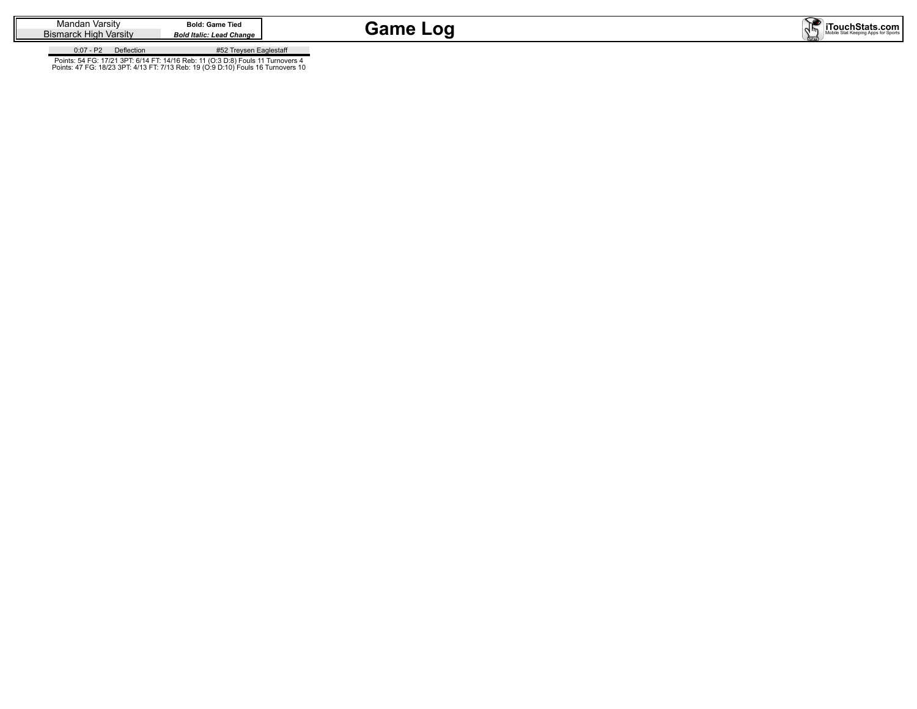| Mandan Varsity | **Bold: Game Tied** |
|---|---|
| Bismarck High Varsity | ***Bold Italic: Lead Change*** |

# Game Log

| | | |
|---|---|---|
| 0:07 - P2 | Deflection | #52 Treysen Eaglestaff |

Points: 54 FG: 17/21 3PT: 6/14 FT: 14/16 Reb: 11 (O:3 D:8) Fouls 11 Turnovers 4

Points: 47 FG: 18/23 3PT: 4/13 FT: 7/13 Reb: 19 (O:9 D:10) Fouls 16 Turnovers 10